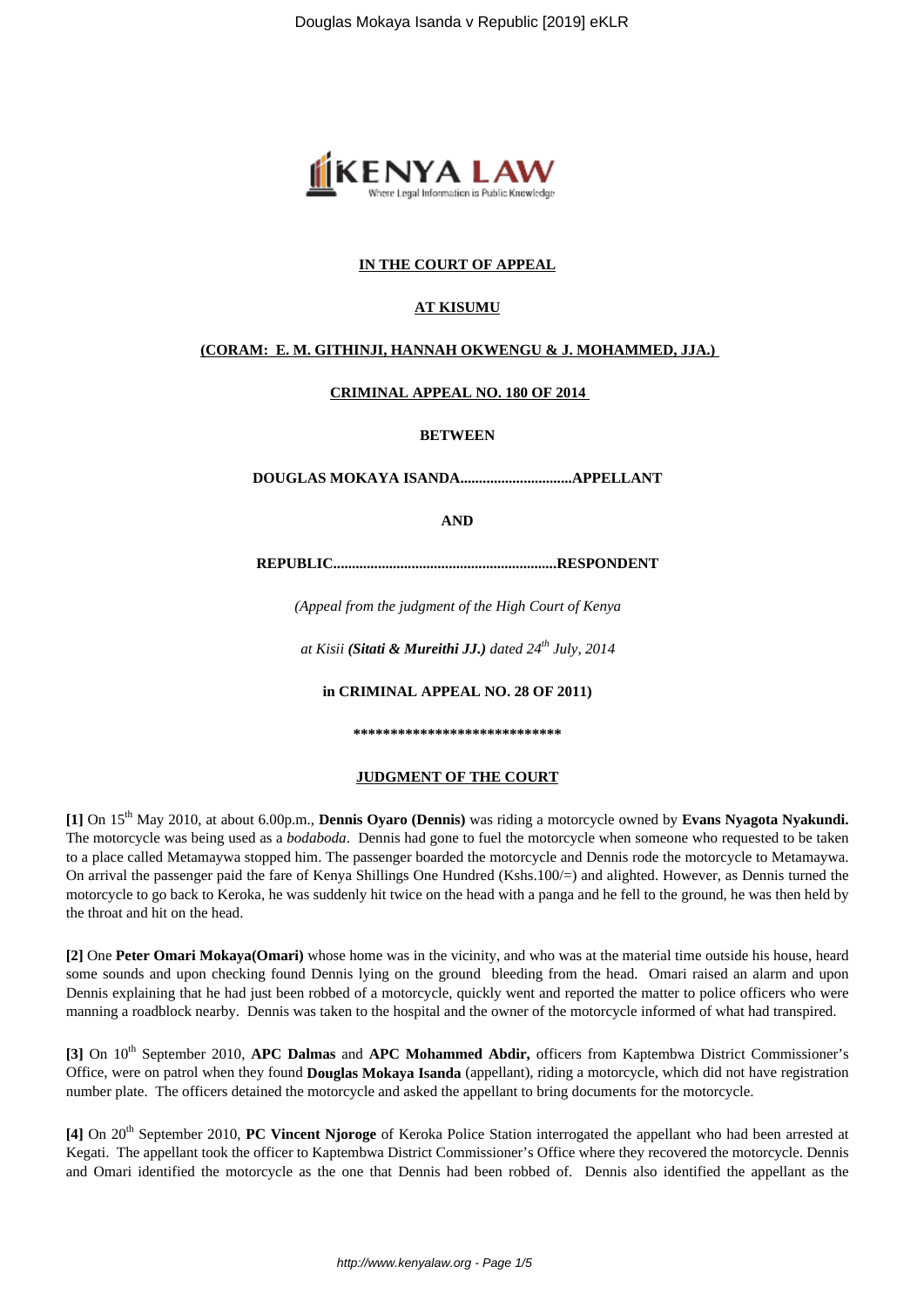**IN THE COURT OF APPEAL**

**AT KISUMU**

**(CORAM: E. M. GITHINJI, HANNAH OKWENGU & J. MOHAMMED, JJA.)**

**CRIMINAL APPEAL NO. 180 OF 2014**

**BETWEEN**

**DOUGLAS MOKAYA ISANDA..............................APPELLANT**

**AND**

**REPUBLIC............................................................RESPONDENT**

*(Appeal from the judgment of the High Court of Kenya*

*at Kisii **(Sitati & Mureithi JJ.)** dated 24th July, 2014*

**in CRIMINAL APPEAL NO. 28 OF 2011)**

*****************************

**JUDGMENT OF THE COURT**

**[1]** On 15th May 2010, at about 6.00p.m., **Dennis Oyaro (Dennis)** was riding a motorcycle owned by **Evans Nyagota Nyakundi.** The motorcycle was being used as a *bodaboda*. Dennis had gone to fuel the motorcycle when someone who requested to be taken to a place called Metamaywa stopped him. The passenger boarded the motorcycle and Dennis rode the motorcycle to Metamaywa. On arrival the passenger paid the fare of Kenya Shillings One Hundred (Kshs.100/=) and alighted. However, as Dennis turned the motorcycle to go back to Keroka, he was suddenly hit twice on the head with a panga and he fell to the ground, he was then held by the throat and hit on the head.

**[2]** One **Peter Omari Mokaya(Omari)** whose home was in the vicinity, and who was at the material time outside his house, heard some sounds and upon checking found Dennis lying on the ground bleeding from the head. Omari raised an alarm and upon Dennis explaining that he had just been robbed of a motorcycle, quickly went and reported the matter to police officers who were manning a roadblock nearby. Dennis was taken to the hospital and the owner of the motorcycle informed of what had transpired.

**[3]** On 10th September 2010, **APC Dalmas** and **APC Mohammed Abdir,** officers from Kaptembwa District Commissioner's Office, were on patrol when they found **Douglas Mokaya Isanda** (appellant), riding a motorcycle, which did not have registration number plate. The officers detained the motorcycle and asked the appellant to bring documents for the motorcycle.

**[4]** On 20th September 2010, **PC Vincent Njoroge** of Keroka Police Station interrogated the appellant who had been arrested at Kegati. The appellant took the officer to Kaptembwa District Commissioner's Office where they recovered the motorcycle. Dennis and Omari identified the motorcycle as the one that Dennis had been robbed of. Dennis also identified the appellant as the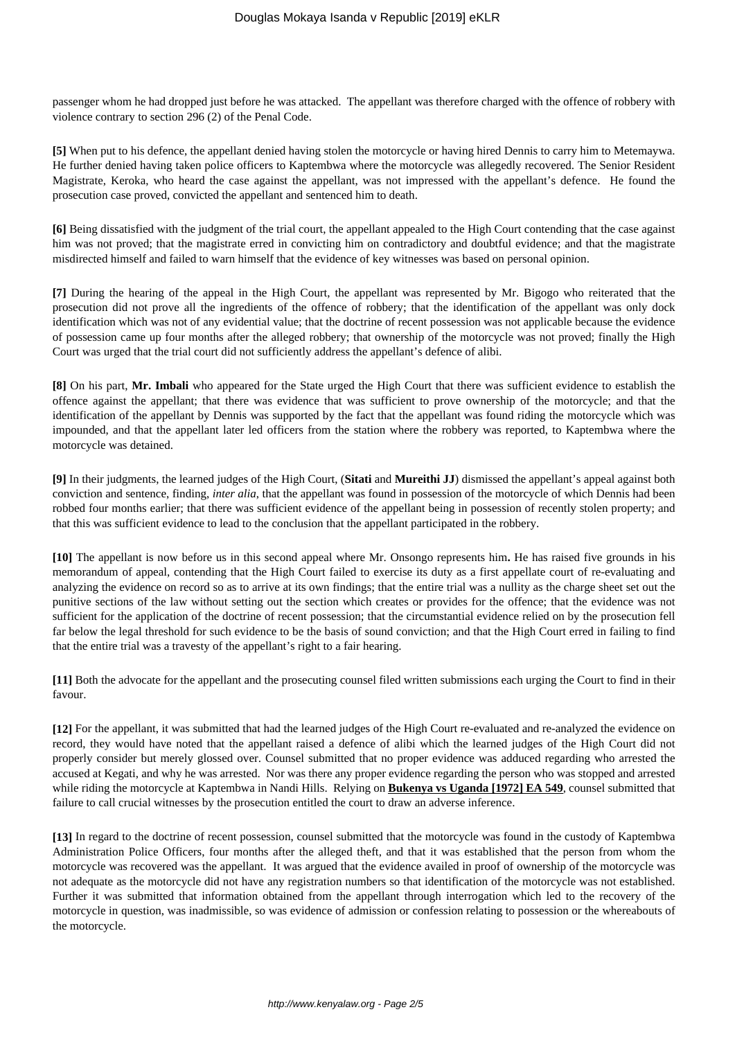passenger whom he had dropped just before he was attacked. The appellant was therefore charged with the offence of robbery with violence contrary to section 296 (2) of the Penal Code.

**[5]** When put to his defence, the appellant denied having stolen the motorcycle or having hired Dennis to carry him to Metemaywa. He further denied having taken police officers to Kaptembwa where the motorcycle was allegedly recovered. The Senior Resident Magistrate, Keroka, who heard the case against the appellant, was not impressed with the appellant's defence. He found the prosecution case proved, convicted the appellant and sentenced him to death.

**[6]** Being dissatisfied with the judgment of the trial court, the appellant appealed to the High Court contending that the case against him was not proved; that the magistrate erred in convicting him on contradictory and doubtful evidence; and that the magistrate misdirected himself and failed to warn himself that the evidence of key witnesses was based on personal opinion.

**[7]** During the hearing of the appeal in the High Court, the appellant was represented by Mr. Bigogo who reiterated that the prosecution did not prove all the ingredients of the offence of robbery; that the identification of the appellant was only dock identification which was not of any evidential value; that the doctrine of recent possession was not applicable because the evidence of possession came up four months after the alleged robbery; that ownership of the motorcycle was not proved; finally the High Court was urged that the trial court did not sufficiently address the appellant's defence of alibi.

**[8]** On his part, **Mr. Imbali** who appeared for the State urged the High Court that there was sufficient evidence to establish the offence against the appellant; that there was evidence that was sufficient to prove ownership of the motorcycle; and that the identification of the appellant by Dennis was supported by the fact that the appellant was found riding the motorcycle which was impounded, and that the appellant later led officers from the station where the robbery was reported, to Kaptembwa where the motorcycle was detained.

**[9]** In their judgments, the learned judges of the High Court, (**Sitati** and **Mureithi JJ**) dismissed the appellant's appeal against both conviction and sentence, finding, *inter alia*, that the appellant was found in possession of the motorcycle of which Dennis had been robbed four months earlier; that there was sufficient evidence of the appellant being in possession of recently stolen property; and that this was sufficient evidence to lead to the conclusion that the appellant participated in the robbery.

**[10]** The appellant is now before us in this second appeal where Mr. Onsongo represents him**.** He has raised five grounds in his memorandum of appeal, contending that the High Court failed to exercise its duty as a first appellate court of re-evaluating and analyzing the evidence on record so as to arrive at its own findings; that the entire trial was a nullity as the charge sheet set out the punitive sections of the law without setting out the section which creates or provides for the offence; that the evidence was not sufficient for the application of the doctrine of recent possession; that the circumstantial evidence relied on by the prosecution fell far below the legal threshold for such evidence to be the basis of sound conviction; and that the High Court erred in failing to find that the entire trial was a travesty of the appellant's right to a fair hearing.

**[11]** Both the advocate for the appellant and the prosecuting counsel filed written submissions each urging the Court to find in their favour.

**[12]** For the appellant, it was submitted that had the learned judges of the High Court re-evaluated and re-analyzed the evidence on record, they would have noted that the appellant raised a defence of alibi which the learned judges of the High Court did not properly consider but merely glossed over. Counsel submitted that no proper evidence was adduced regarding who arrested the accused at Kegati, and why he was arrested. Nor was there any proper evidence regarding the person who was stopped and arrested while riding the motorcycle at Kaptembwa in Nandi Hills. Relying on **Bukenya vs Uganda [1972] EA 549**, counsel submitted that failure to call crucial witnesses by the prosecution entitled the court to draw an adverse inference.

**[13]** In regard to the doctrine of recent possession, counsel submitted that the motorcycle was found in the custody of Kaptembwa Administration Police Officers, four months after the alleged theft, and that it was established that the person from whom the motorcycle was recovered was the appellant. It was argued that the evidence availed in proof of ownership of the motorcycle was not adequate as the motorcycle did not have any registration numbers so that identification of the motorcycle was not established. Further it was submitted that information obtained from the appellant through interrogation which led to the recovery of the motorcycle in question, was inadmissible, so was evidence of admission or confession relating to possession or the whereabouts of the motorcycle.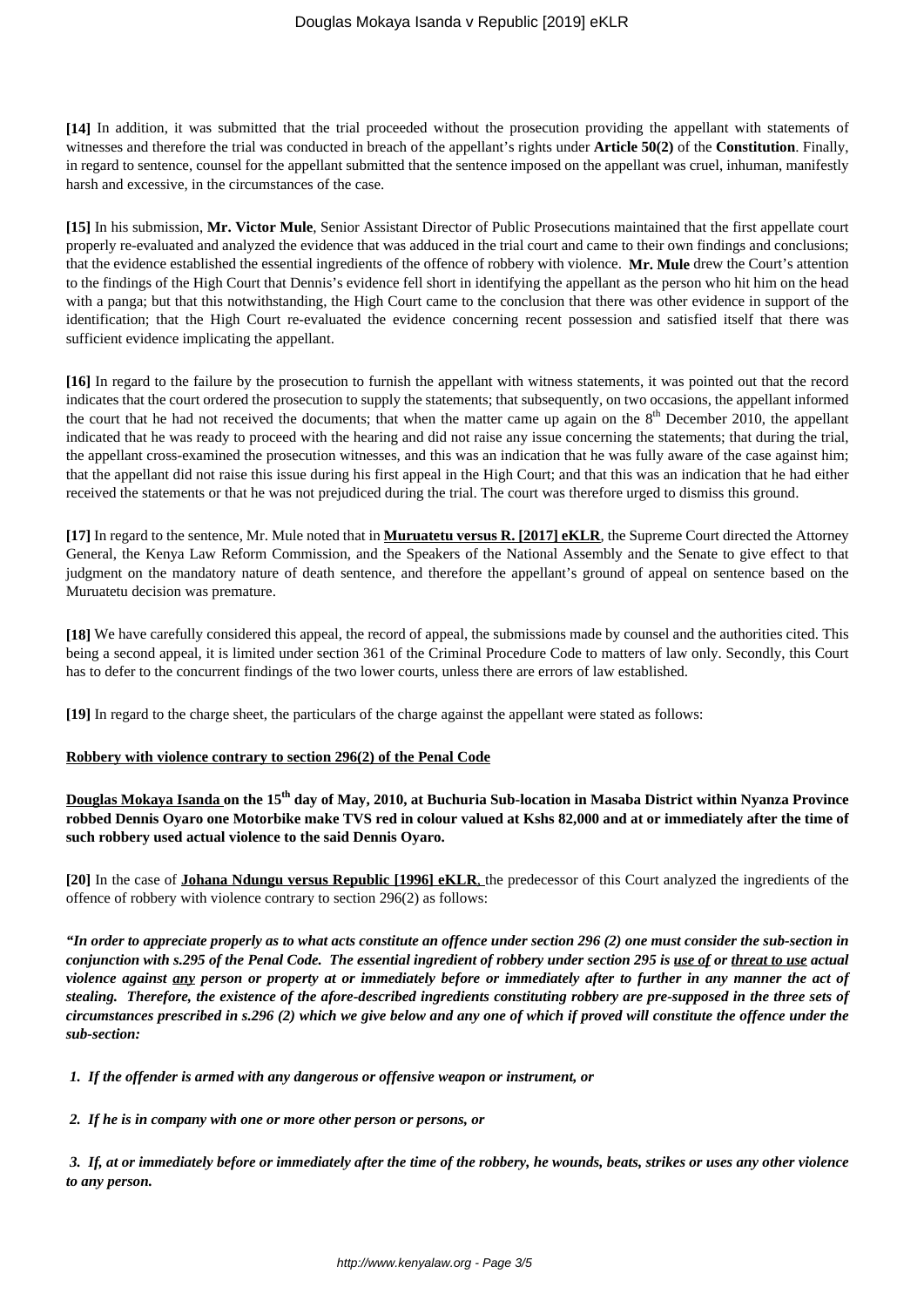**[14]** In addition, it was submitted that the trial proceeded without the prosecution providing the appellant with statements of witnesses and therefore the trial was conducted in breach of the appellant's rights under **Article 50(2)** of the **Constitution**. Finally, in regard to sentence, counsel for the appellant submitted that the sentence imposed on the appellant was cruel, inhuman, manifestly harsh and excessive, in the circumstances of the case.

**[15]** In his submission, **Mr. Victor Mule**, Senior Assistant Director of Public Prosecutions maintained that the first appellate court properly re-evaluated and analyzed the evidence that was adduced in the trial court and came to their own findings and conclusions; that the evidence established the essential ingredients of the offence of robbery with violence. **Mr. Mule** drew the Court's attention to the findings of the High Court that Dennis's evidence fell short in identifying the appellant as the person who hit him on the head with a panga; but that this notwithstanding, the High Court came to the conclusion that there was other evidence in support of the identification; that the High Court re-evaluated the evidence concerning recent possession and satisfied itself that there was sufficient evidence implicating the appellant.

**[16]** In regard to the failure by the prosecution to furnish the appellant with witness statements, it was pointed out that the record indicates that the court ordered the prosecution to supply the statements; that subsequently, on two occasions, the appellant informed the court that he had not received the documents; that when the matter came up again on the 8th December 2010, the appellant indicated that he was ready to proceed with the hearing and did not raise any issue concerning the statements; that during the trial, the appellant cross-examined the prosecution witnesses, and this was an indication that he was fully aware of the case against him; that the appellant did not raise this issue during his first appeal in the High Court; and that this was an indication that he had either received the statements or that he was not prejudiced during the trial. The court was therefore urged to dismiss this ground.

**[17]** In regard to the sentence, Mr. Mule noted that in **Muruatetu versus R. [2017] eKLR**, the Supreme Court directed the Attorney General, the Kenya Law Reform Commission, and the Speakers of the National Assembly and the Senate to give effect to that judgment on the mandatory nature of death sentence, and therefore the appellant's ground of appeal on sentence based on the Muruatetu decision was premature.

**[18]** We have carefully considered this appeal, the record of appeal, the submissions made by counsel and the authorities cited. This being a second appeal, it is limited under section 361 of the Criminal Procedure Code to matters of law only. Secondly, this Court has to defer to the concurrent findings of the two lower courts, unless there are errors of law established.

**[19]** In regard to the charge sheet, the particulars of the charge against the appellant were stated as follows:

**Robbery with violence contrary to section 296(2) of the Penal Code**

**Douglas Mokaya Isanda on the 15th day of May, 2010, at Buchuria Sub-location in Masaba District within Nyanza Province robbed Dennis Oyaro one Motorbike make TVS red in colour valued at Kshs 82,000 and at or immediately after the time of such robbery used actual violence to the said Dennis Oyaro.**

**[20]** In the case of **Johana Ndungu versus Republic [1996] eKLR**, the predecessor of this Court analyzed the ingredients of the offence of robbery with violence contrary to section 296(2) as follows:

***"In order to appreciate properly as to what acts constitute an offence under section 296 (2) one must consider the sub-section in conjunction with s.295 of the Penal Code. The essential ingredient of robbery under section 295 is use of or threat to use actual violence against any person or property at or immediately before or immediately after to further in any manner the act of stealing. Therefore, the existence of the afore-described ingredients constituting robbery are pre-supposed in the three sets of circumstances prescribed in s.296 (2) which we give below and any one of which if proved will constitute the offence under the sub-section:***

1. ***If the offender is armed with any dangerous or offensive weapon or instrument, or***
2. ***If he is in company with one or more other person or persons, or***
3. ***If, at or immediately before or immediately after the time of the robbery, he wounds, beats, strikes or uses any other violence to any person.***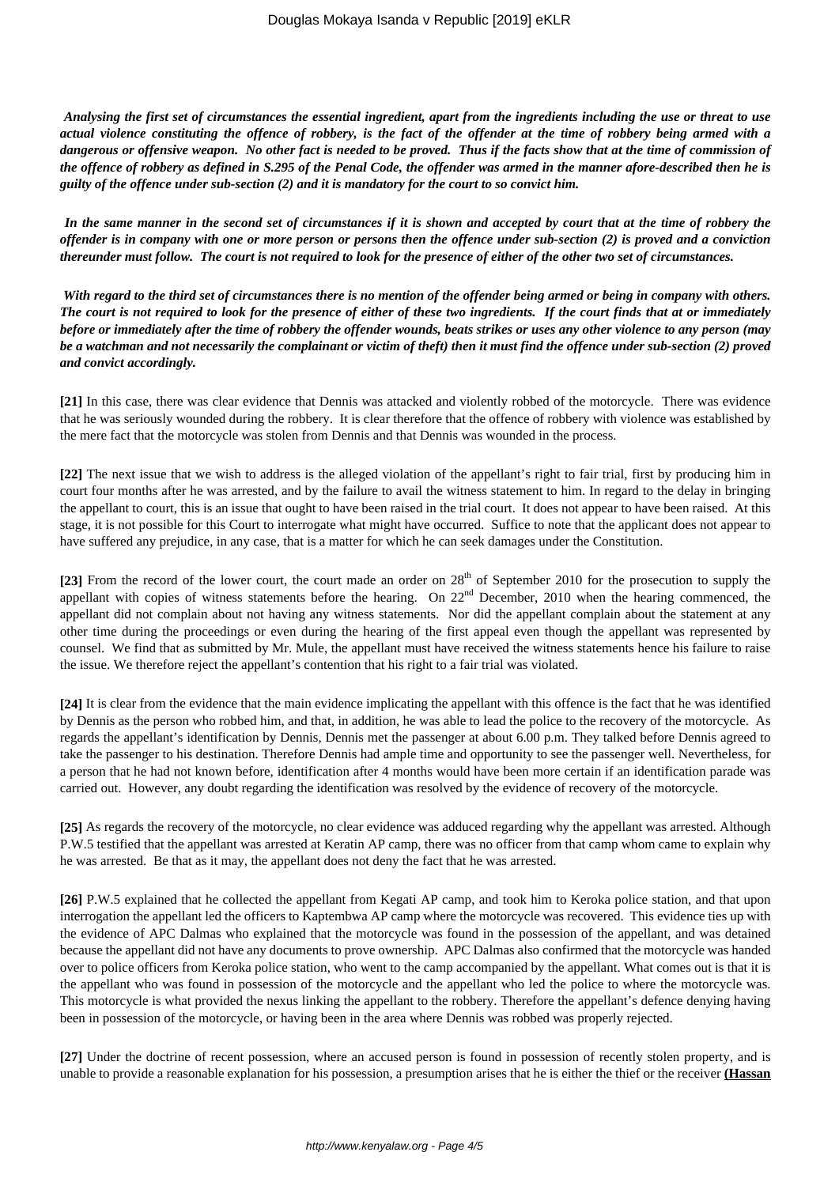***Analysing the first set of circumstances the essential ingredient, apart from the ingredients including the use or threat to use actual violence constituting the offence of robbery, is the fact of the offender at the time of robbery being armed with a dangerous or offensive weapon. No other fact is needed to be proved. Thus if the facts show that at the time of commission of the offence of robbery as defined in S.295 of the Penal Code, the offender was armed in the manner afore-described then he is guilty of the offence under sub-section (2) and it is mandatory for the court to so convict him.***

***In the same manner in the second set of circumstances if it is shown and accepted by court that at the time of robbery the offender is in company with one or more person or persons then the offence under sub-section (2) is proved and a conviction thereunder must follow. The court is not required to look for the presence of either of the other two set of circumstances.***

***With regard to the third set of circumstances there is no mention of the offender being armed or being in company with others. The court is not required to look for the presence of either of these two ingredients. If the court finds that at or immediately before or immediately after the time of robbery the offender wounds, beats strikes or uses any other violence to any person (may be a watchman and not necessarily the complainant or victim of theft) then it must find the offence under sub-section (2) proved and convict accordingly.***

**[21]** In this case, there was clear evidence that Dennis was attacked and violently robbed of the motorcycle. There was evidence that he was seriously wounded during the robbery. It is clear therefore that the offence of robbery with violence was established by the mere fact that the motorcycle was stolen from Dennis and that Dennis was wounded in the process.

**[22]** The next issue that we wish to address is the alleged violation of the appellant's right to fair trial, first by producing him in court four months after he was arrested, and by the failure to avail the witness statement to him. In regard to the delay in bringing the appellant to court, this is an issue that ought to have been raised in the trial court. It does not appear to have been raised. At this stage, it is not possible for this Court to interrogate what might have occurred. Suffice to note that the applicant does not appear to have suffered any prejudice, in any case, that is a matter for which he can seek damages under the Constitution.

**[23]** From the record of the lower court, the court made an order on 28th of September 2010 for the prosecution to supply the appellant with copies of witness statements before the hearing. On 22nd December, 2010 when the hearing commenced, the appellant did not complain about not having any witness statements. Nor did the appellant complain about the statement at any other time during the proceedings or even during the hearing of the first appeal even though the appellant was represented by counsel. We find that as submitted by Mr. Mule, the appellant must have received the witness statements hence his failure to raise the issue. We therefore reject the appellant's contention that his right to a fair trial was violated.

**[24]** It is clear from the evidence that the main evidence implicating the appellant with this offence is the fact that he was identified by Dennis as the person who robbed him, and that, in addition, he was able to lead the police to the recovery of the motorcycle. As regards the appellant's identification by Dennis, Dennis met the passenger at about 6.00 p.m. They talked before Dennis agreed to take the passenger to his destination. Therefore Dennis had ample time and opportunity to see the passenger well. Nevertheless, for a person that he had not known before, identification after 4 months would have been more certain if an identification parade was carried out. However, any doubt regarding the identification was resolved by the evidence of recovery of the motorcycle.

**[25]** As regards the recovery of the motorcycle, no clear evidence was adduced regarding why the appellant was arrested. Although P.W.5 testified that the appellant was arrested at Keratin AP camp, there was no officer from that camp whom came to explain why he was arrested. Be that as it may, the appellant does not deny the fact that he was arrested.

**[26]** P.W.5 explained that he collected the appellant from Kegati AP camp, and took him to Keroka police station, and that upon interrogation the appellant led the officers to Kaptembwa AP camp where the motorcycle was recovered. This evidence ties up with the evidence of APC Dalmas who explained that the motorcycle was found in the possession of the appellant, and was detained because the appellant did not have any documents to prove ownership. APC Dalmas also confirmed that the motorcycle was handed over to police officers from Keroka police station, who went to the camp accompanied by the appellant. What comes out is that it is the appellant who was found in possession of the motorcycle and the appellant who led the police to where the motorcycle was. This motorcycle is what provided the nexus linking the appellant to the robbery. Therefore the appellant's defence denying having been in possession of the motorcycle, or having been in the area where Dennis was robbed was properly rejected.

**[27]** Under the doctrine of recent possession, where an accused person is found in possession of recently stolen property, and is unable to provide a reasonable explanation for his possession, a presumption arises that he is either the thief or the receiver **(Hassan**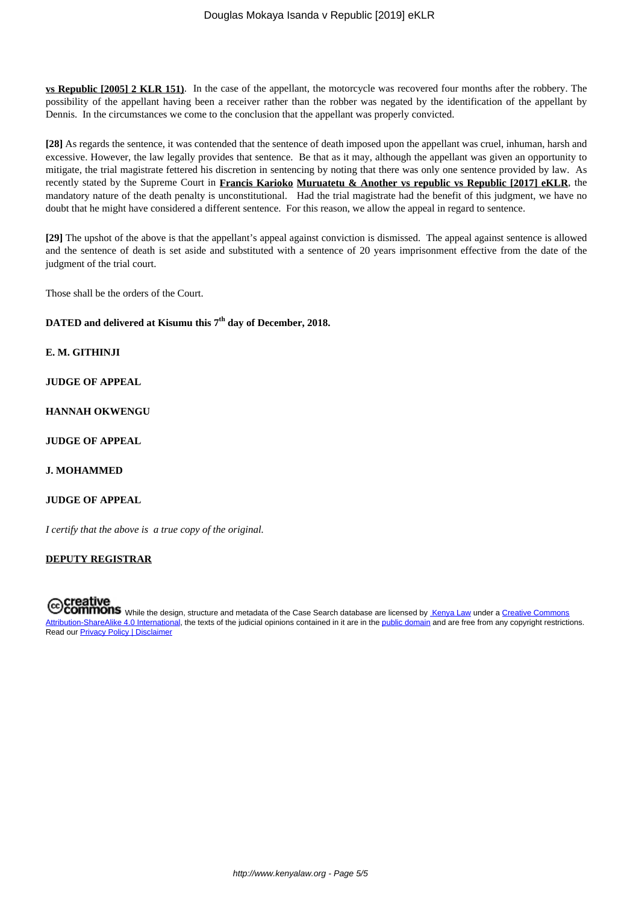**vs Republic [2005] 2 KLR 151)**. In the case of the appellant, the motorcycle was recovered four months after the robbery. The possibility of the appellant having been a receiver rather than the robber was negated by the identification of the appellant by Dennis. In the circumstances we come to the conclusion that the appellant was properly convicted.

**[28]** As regards the sentence, it was contended that the sentence of death imposed upon the appellant was cruel, inhuman, harsh and excessive. However, the law legally provides that sentence. Be that as it may, although the appellant was given an opportunity to mitigate, the trial magistrate fettered his discretion in sentencing by noting that there was only one sentence provided by law. As recently stated by the Supreme Court in **Francis Karioko Muruatetu & Another vs republic vs Republic [2017] eKLR**, the mandatory nature of the death penalty is unconstitutional. Had the trial magistrate had the benefit of this judgment, we have no doubt that he might have considered a different sentence. For this reason, we allow the appeal in regard to sentence.

**[29]** The upshot of the above is that the appellant's appeal against conviction is dismissed. The appeal against sentence is allowed and the sentence of death is set aside and substituted with a sentence of 20 years imprisonment effective from the date of the judgment of the trial court.

Those shall be the orders of the Court.

**DATED and delivered at Kisumu this 7th day of December, 2018.**

**E. M. GITHINJI**

**JUDGE OF APPEAL**

**HANNAH OKWENGU**

**JUDGE OF APPEAL**

**J. MOHAMMED**

**JUDGE OF APPEAL**

*I certify that the above is a true copy of the original.*

**DEPUTY REGISTRAR**

While the design, structure and metadata of the Case Search database are licensed by Kenya Law under a Creative Commons Attribution-ShareAlike 4.0 International, the texts of the judicial opinions contained in it are in the public domain and are free from any copyright restrictions. Read our Privacy Policy | Disclaimer